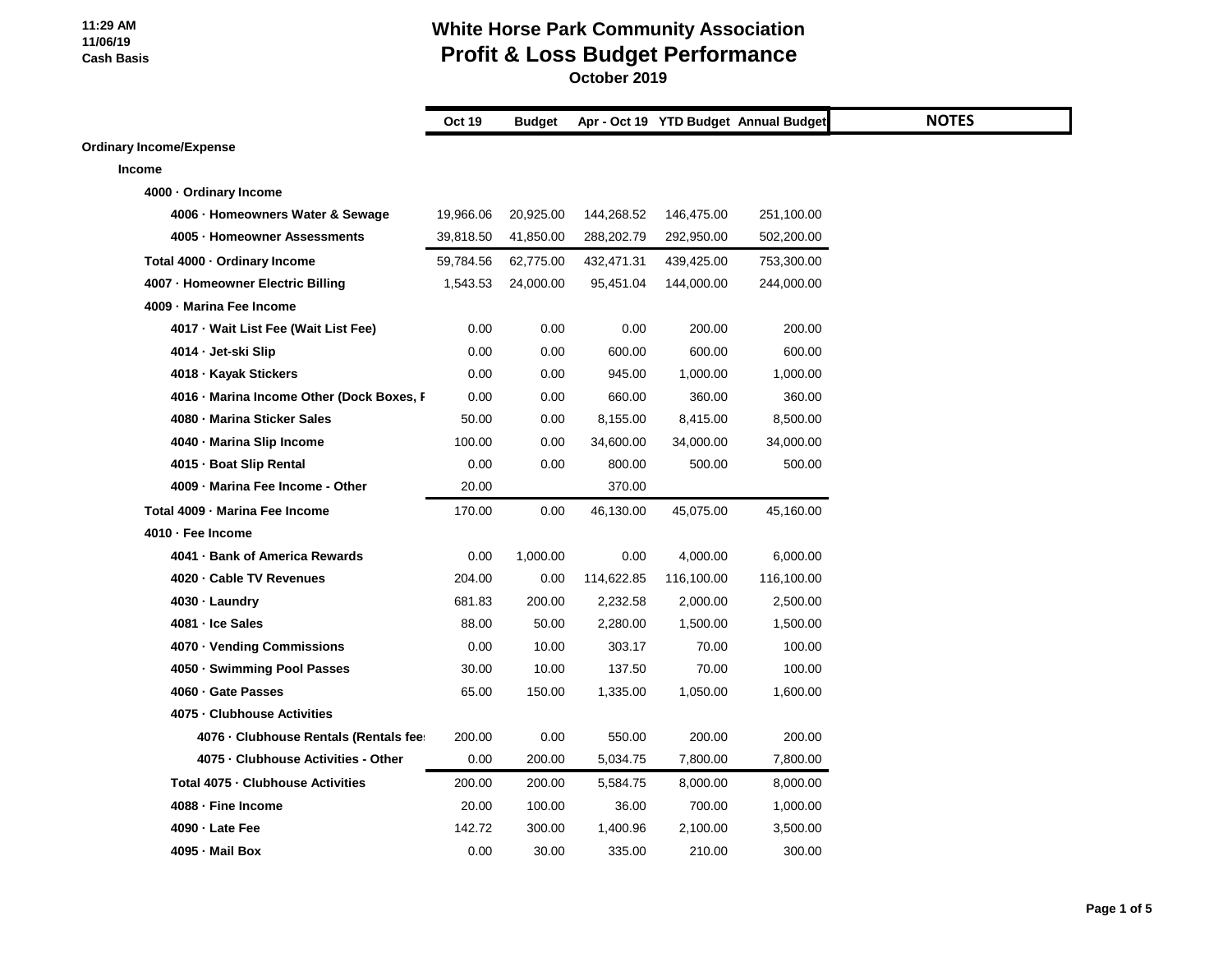11:29 AM
11/06/19
Cash Basis

# White Horse Park Community Association
## Profit & Loss Budget Performance
### October 2019

| | Oct 19 | Budget | Apr - Oct 19 | YTD Budget | Annual Budget | NOTES |
|---|---|---|---|---|---|---|
| **Ordinary Income/Expense** | | | | | | |
| **Income** | | | | | | |
| **4000 · Ordinary Income** | | | | | | |
| **4006 · Homeowners Water & Sewage** | 19,966.06 | 20,925.00 | 144,268.52 | 146,475.00 | 251,100.00 | |
| **4005 · Homeowner Assessments** | 39,818.50 | 41,850.00 | 288,202.79 | 292,950.00 | 502,200.00 | |
| **Total 4000 · Ordinary Income** | 59,784.56 | 62,775.00 | 432,471.31 | 439,425.00 | 753,300.00 | |
| **4007 · Homeowner Electric Billing** | 1,543.53 | 24,000.00 | 95,451.04 | 144,000.00 | 244,000.00 | |
| **4009 · Marina Fee Income** | | | | | | |
| **4017 · Wait List Fee (Wait List Fee)** | 0.00 | 0.00 | 0.00 | 200.00 | 200.00 | |
| **4014 · Jet-ski Slip** | 0.00 | 0.00 | 600.00 | 600.00 | 600.00 | |
| **4018 · Kayak Stickers** | 0.00 | 0.00 | 945.00 | 1,000.00 | 1,000.00 | |
| **4016 · Marina Income Other (Dock Boxes, F** | 0.00 | 0.00 | 660.00 | 360.00 | 360.00 | |
| **4080 · Marina Sticker Sales** | 50.00 | 0.00 | 8,155.00 | 8,415.00 | 8,500.00 | |
| **4040 · Marina Slip Income** | 100.00 | 0.00 | 34,600.00 | 34,000.00 | 34,000.00 | |
| **4015 · Boat Slip Rental** | 0.00 | 0.00 | 800.00 | 500.00 | 500.00 | |
| **4009 · Marina Fee Income - Other** | 20.00 | | 370.00 | | | |
| **Total 4009 · Marina Fee Income** | 170.00 | 0.00 | 46,130.00 | 45,075.00 | 45,160.00 | |
| **4010 · Fee Income** | | | | | | |
| **4041 · Bank of America Rewards** | 0.00 | 1,000.00 | 0.00 | 4,000.00 | 6,000.00 | |
| **4020 · Cable TV Revenues** | 204.00 | 0.00 | 114,622.85 | 116,100.00 | 116,100.00 | |
| **4030 · Laundry** | 681.83 | 200.00 | 2,232.58 | 2,000.00 | 2,500.00 | |
| **4081 · Ice Sales** | 88.00 | 50.00 | 2,280.00 | 1,500.00 | 1,500.00 | |
| **4070 · Vending Commissions** | 0.00 | 10.00 | 303.17 | 70.00 | 100.00 | |
| **4050 · Swimming Pool Passes** | 30.00 | 10.00 | 137.50 | 70.00 | 100.00 | |
| **4060 · Gate Passes** | 65.00 | 150.00 | 1,335.00 | 1,050.00 | 1,600.00 | |
| **4075 · Clubhouse Activities** | | | | | | |
| **4076 · Clubhouse Rentals (Rentals fee** | 200.00 | 0.00 | 550.00 | 200.00 | 200.00 | |
| **4075 · Clubhouse Activities - Other** | 0.00 | 200.00 | 5,034.75 | 7,800.00 | 7,800.00 | |
| **Total 4075 · Clubhouse Activities** | 200.00 | 200.00 | 5,584.75 | 8,000.00 | 8,000.00 | |
| **4088 · Fine Income** | 20.00 | 100.00 | 36.00 | 700.00 | 1,000.00 | |
| **4090 · Late Fee** | 142.72 | 300.00 | 1,400.96 | 2,100.00 | 3,500.00 | |
| **4095 · Mail Box** | 0.00 | 30.00 | 335.00 | 210.00 | 300.00 | |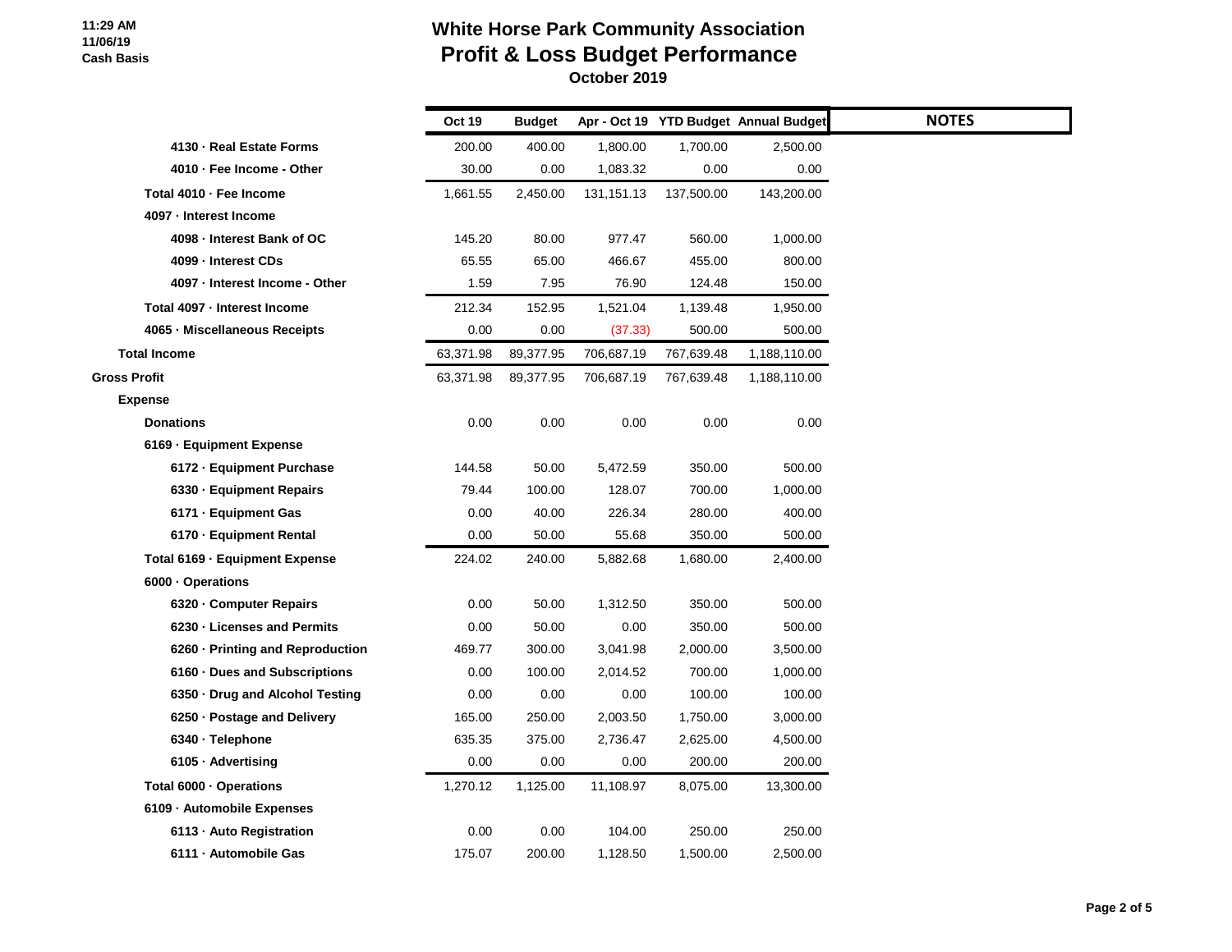# White Horse Park Community Association
## Profit & Loss Budget Performance
### October 2019

11:29 AM
11/06/19
Cash Basis

| | Oct 19 | Budget | Apr - Oct 19 | YTD Budget | Annual Budget | NOTES |
|---|---|---|---|---|---|---|
| 4130 · Real Estate Forms | 200.00 | 400.00 | 1,800.00 | 1,700.00 | 2,500.00 | |
| 4010 · Fee Income - Other | 30.00 | 0.00 | 1,083.32 | 0.00 | 0.00 | |
| Total 4010 · Fee Income | 1,661.55 | 2,450.00 | 131,151.13 | 137,500.00 | 143,200.00 | |
| 4097 · Interest Income | | | | | | |
| 4098 · Interest Bank of OC | 145.20 | 80.00 | 977.47 | 560.00 | 1,000.00 | |
| 4099 · Interest CDs | 65.55 | 65.00 | 466.67 | 455.00 | 800.00 | |
| 4097 · Interest Income - Other | 1.59 | 7.95 | 76.90 | 124.48 | 150.00 | |
| Total 4097 · Interest Income | 212.34 | 152.95 | 1,521.04 | 1,139.48 | 1,950.00 | |
| 4065 · Miscellaneous Receipts | 0.00 | 0.00 | (37.33) | 500.00 | 500.00 | |
| Total Income | 63,371.98 | 89,377.95 | 706,687.19 | 767,639.48 | 1,188,110.00 | |
| Gross Profit | 63,371.98 | 89,377.95 | 706,687.19 | 767,639.48 | 1,188,110.00 | |
| Expense | | | | | | |
| Donations | 0.00 | 0.00 | 0.00 | 0.00 | 0.00 | |
| 6169 · Equipment Expense | | | | | | |
| 6172 · Equipment Purchase | 144.58 | 50.00 | 5,472.59 | 350.00 | 500.00 | |
| 6330 · Equipment Repairs | 79.44 | 100.00 | 128.07 | 700.00 | 1,000.00 | |
| 6171 · Equipment Gas | 0.00 | 40.00 | 226.34 | 280.00 | 400.00 | |
| 6170 · Equipment Rental | 0.00 | 50.00 | 55.68 | 350.00 | 500.00 | |
| Total 6169 · Equipment Expense | 224.02 | 240.00 | 5,882.68 | 1,680.00 | 2,400.00 | |
| 6000 · Operations | | | | | | |
| 6320 · Computer Repairs | 0.00 | 50.00 | 1,312.50 | 350.00 | 500.00 | |
| 6230 · Licenses and Permits | 0.00 | 50.00 | 0.00 | 350.00 | 500.00 | |
| 6260 · Printing and Reproduction | 469.77 | 300.00 | 3,041.98 | 2,000.00 | 3,500.00 | |
| 6160 · Dues and Subscriptions | 0.00 | 100.00 | 2,014.52 | 700.00 | 1,000.00 | |
| 6350 · Drug and Alcohol Testing | 0.00 | 0.00 | 0.00 | 100.00 | 100.00 | |
| 6250 · Postage and Delivery | 165.00 | 250.00 | 2,003.50 | 1,750.00 | 3,000.00 | |
| 6340 · Telephone | 635.35 | 375.00 | 2,736.47 | 2,625.00 | 4,500.00 | |
| 6105 · Advertising | 0.00 | 0.00 | 0.00 | 200.00 | 200.00 | |
| Total 6000 · Operations | 1,270.12 | 1,125.00 | 11,108.97 | 8,075.00 | 13,300.00 | |
| 6109 · Automobile Expenses | | | | | | |
| 6113 · Auto Registration | 0.00 | 0.00 | 104.00 | 250.00 | 250.00 | |
| 6111 · Automobile Gas | 175.07 | 200.00 | 1,128.50 | 1,500.00 | 2,500.00 | |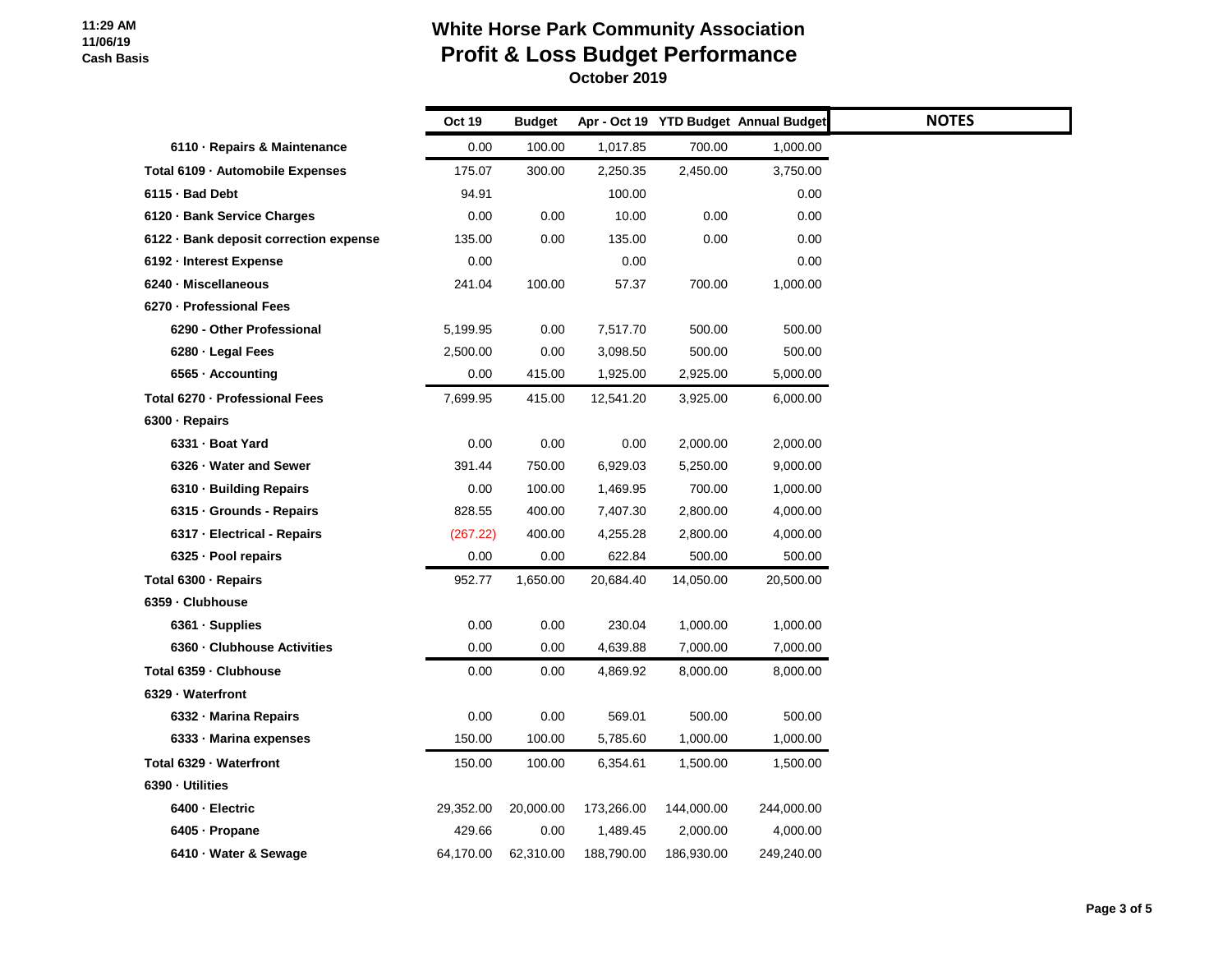11:29 AM
11/06/19
Cash Basis

# White Horse Park Community Association
## Profit & Loss Budget Performance
**October 2019**

| | Oct 19 | Budget | Apr - Oct 19 | YTD Budget | Annual Budget | NOTES |
|---|---|---|---|---|---|---|
| 6110 · Repairs & Maintenance | 0.00 | 100.00 | 1,017.85 | 700.00 | 1,000.00 | |
| Total 6109 · Automobile Expenses | 175.07 | 300.00 | 2,250.35 | 2,450.00 | 3,750.00 | |
| 6115 · Bad Debt | 94.91 | | 100.00 | | 0.00 | |
| 6120 · Bank Service Charges | 0.00 | 0.00 | 10.00 | 0.00 | 0.00 | |
| 6122 · Bank deposit correction expense | 135.00 | 0.00 | 135.00 | 0.00 | 0.00 | |
| 6192 · Interest Expense | 0.00 | | 0.00 | | 0.00 | |
| 6240 · Miscellaneous | 241.04 | 100.00 | 57.37 | 700.00 | 1,000.00 | |
| 6270 · Professional Fees | | | | | | |
| 6290 - Other Professional | 5,199.95 | 0.00 | 7,517.70 | 500.00 | 500.00 | |
| 6280 · Legal Fees | 2,500.00 | 0.00 | 3,098.50 | 500.00 | 500.00 | |
| 6565 · Accounting | 0.00 | 415.00 | 1,925.00 | 2,925.00 | 5,000.00 | |
| Total 6270 · Professional Fees | 7,699.95 | 415.00 | 12,541.20 | 3,925.00 | 6,000.00 | |
| 6300 · Repairs | | | | | | |
| 6331 · Boat Yard | 0.00 | 0.00 | 0.00 | 2,000.00 | 2,000.00 | |
| 6326 · Water and Sewer | 391.44 | 750.00 | 6,929.03 | 5,250.00 | 9,000.00 | |
| 6310 · Building Repairs | 0.00 | 100.00 | 1,469.95 | 700.00 | 1,000.00 | |
| 6315 · Grounds - Repairs | 828.55 | 400.00 | 7,407.30 | 2,800.00 | 4,000.00 | |
| 6317 · Electrical - Repairs | (267.22) | 400.00 | 4,255.28 | 2,800.00 | 4,000.00 | |
| 6325 · Pool repairs | 0.00 | 0.00 | 622.84 | 500.00 | 500.00 | |
| Total 6300 · Repairs | 952.77 | 1,650.00 | 20,684.40 | 14,050.00 | 20,500.00 | |
| 6359 · Clubhouse | | | | | | |
| 6361 · Supplies | 0.00 | 0.00 | 230.04 | 1,000.00 | 1,000.00 | |
| 6360 · Clubhouse Activities | 0.00 | 0.00 | 4,639.88 | 7,000.00 | 7,000.00 | |
| Total 6359 · Clubhouse | 0.00 | 0.00 | 4,869.92 | 8,000.00 | 8,000.00 | |
| 6329 · Waterfront | | | | | | |
| 6332 · Marina Repairs | 0.00 | 0.00 | 569.01 | 500.00 | 500.00 | |
| 6333 · Marina expenses | 150.00 | 100.00 | 5,785.60 | 1,000.00 | 1,000.00 | |
| Total 6329 · Waterfront | 150.00 | 100.00 | 6,354.61 | 1,500.00 | 1,500.00 | |
| 6390 · Utilities | | | | | | |
| 6400 · Electric | 29,352.00 | 20,000.00 | 173,266.00 | 144,000.00 | 244,000.00 | |
| 6405 · Propane | 429.66 | 0.00 | 1,489.45 | 2,000.00 | 4,000.00 | |
| 6410 · Water & Sewage | 64,170.00 | 62,310.00 | 188,790.00 | 186,930.00 | 249,240.00 | |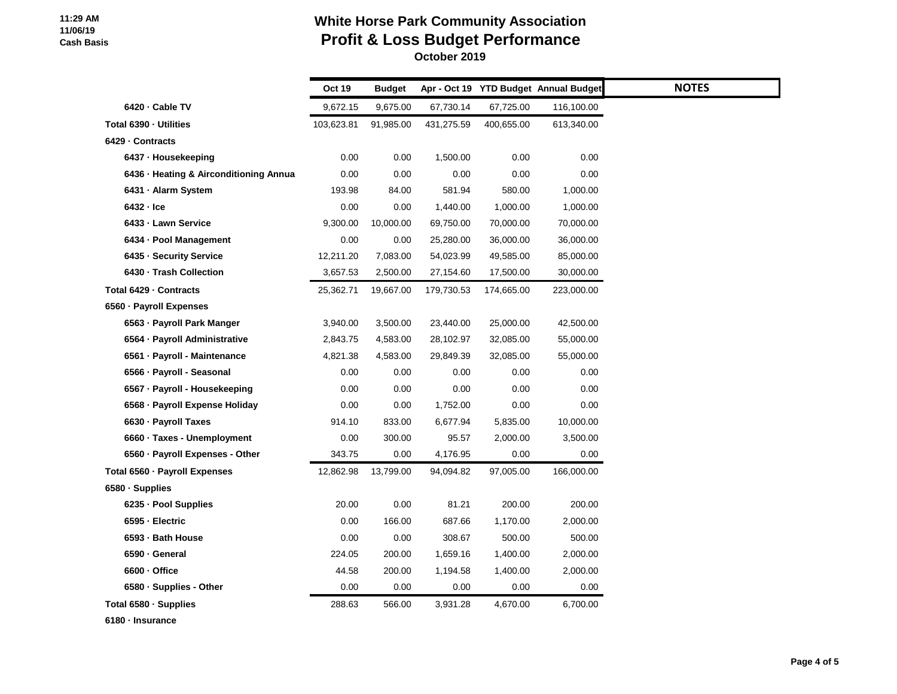11:29 AM
11/06/19
Cash Basis

# White Horse Park Community Association
## Profit & Loss Budget Performance
### October 2019

| | Oct 19 | Budget | Apr - Oct 19 | YTD Budget | Annual Budget | NOTES |
|---|---|---|---|---|---|---|
| 6420 · Cable TV | 9,672.15 | 9,675.00 | 67,730.14 | 67,725.00 | 116,100.00 | |
| Total 6390 · Utilities | 103,623.81 | 91,985.00 | 431,275.59 | 400,655.00 | 613,340.00 | |
| 6429 · Contracts | | | | | | |
| 6437 · Housekeeping | 0.00 | 0.00 | 1,500.00 | 0.00 | 0.00 | |
| 6436 · Heating & Airconditioning Annua | 0.00 | 0.00 | 0.00 | 0.00 | 0.00 | |
| 6431 · Alarm System | 193.98 | 84.00 | 581.94 | 580.00 | 1,000.00 | |
| 6432 · Ice | 0.00 | 0.00 | 1,440.00 | 1,000.00 | 1,000.00 | |
| 6433 · Lawn Service | 9,300.00 | 10,000.00 | 69,750.00 | 70,000.00 | 70,000.00 | |
| 6434 · Pool Management | 0.00 | 0.00 | 25,280.00 | 36,000.00 | 36,000.00 | |
| 6435 · Security Service | 12,211.20 | 7,083.00 | 54,023.99 | 49,585.00 | 85,000.00 | |
| 6430 · Trash Collection | 3,657.53 | 2,500.00 | 27,154.60 | 17,500.00 | 30,000.00 | |
| Total 6429 · Contracts | 25,362.71 | 19,667.00 | 179,730.53 | 174,665.00 | 223,000.00 | |
| 6560 · Payroll Expenses | | | | | | |
| 6563 · Payroll Park Manger | 3,940.00 | 3,500.00 | 23,440.00 | 25,000.00 | 42,500.00 | |
| 6564 · Payroll Administrative | 2,843.75 | 4,583.00 | 28,102.97 | 32,085.00 | 55,000.00 | |
| 6561 · Payroll - Maintenance | 4,821.38 | 4,583.00 | 29,849.39 | 32,085.00 | 55,000.00 | |
| 6566 · Payroll - Seasonal | 0.00 | 0.00 | 0.00 | 0.00 | 0.00 | |
| 6567 · Payroll - Housekeeping | 0.00 | 0.00 | 0.00 | 0.00 | 0.00 | |
| 6568 · Payroll Expense Holiday | 0.00 | 0.00 | 1,752.00 | 0.00 | 0.00 | |
| 6630 · Payroll Taxes | 914.10 | 833.00 | 6,677.94 | 5,835.00 | 10,000.00 | |
| 6660 · Taxes - Unemployment | 0.00 | 300.00 | 95.57 | 2,000.00 | 3,500.00 | |
| 6560 · Payroll Expenses - Other | 343.75 | 0.00 | 4,176.95 | 0.00 | 0.00 | |
| Total 6560 · Payroll Expenses | 12,862.98 | 13,799.00 | 94,094.82 | 97,005.00 | 166,000.00 | |
| 6580 · Supplies | | | | | | |
| 6235 · Pool Supplies | 20.00 | 0.00 | 81.21 | 200.00 | 200.00 | |
| 6595 · Electric | 0.00 | 166.00 | 687.66 | 1,170.00 | 2,000.00 | |
| 6593 · Bath House | 0.00 | 0.00 | 308.67 | 500.00 | 500.00 | |
| 6590 · General | 224.05 | 200.00 | 1,659.16 | 1,400.00 | 2,000.00 | |
| 6600 · Office | 44.58 | 200.00 | 1,194.58 | 1,400.00 | 2,000.00 | |
| 6580 · Supplies - Other | 0.00 | 0.00 | 0.00 | 0.00 | 0.00 | |
| Total 6580 · Supplies | 288.63 | 566.00 | 3,931.28 | 4,670.00 | 6,700.00 | |
| 6180 · Insurance | | | | | | |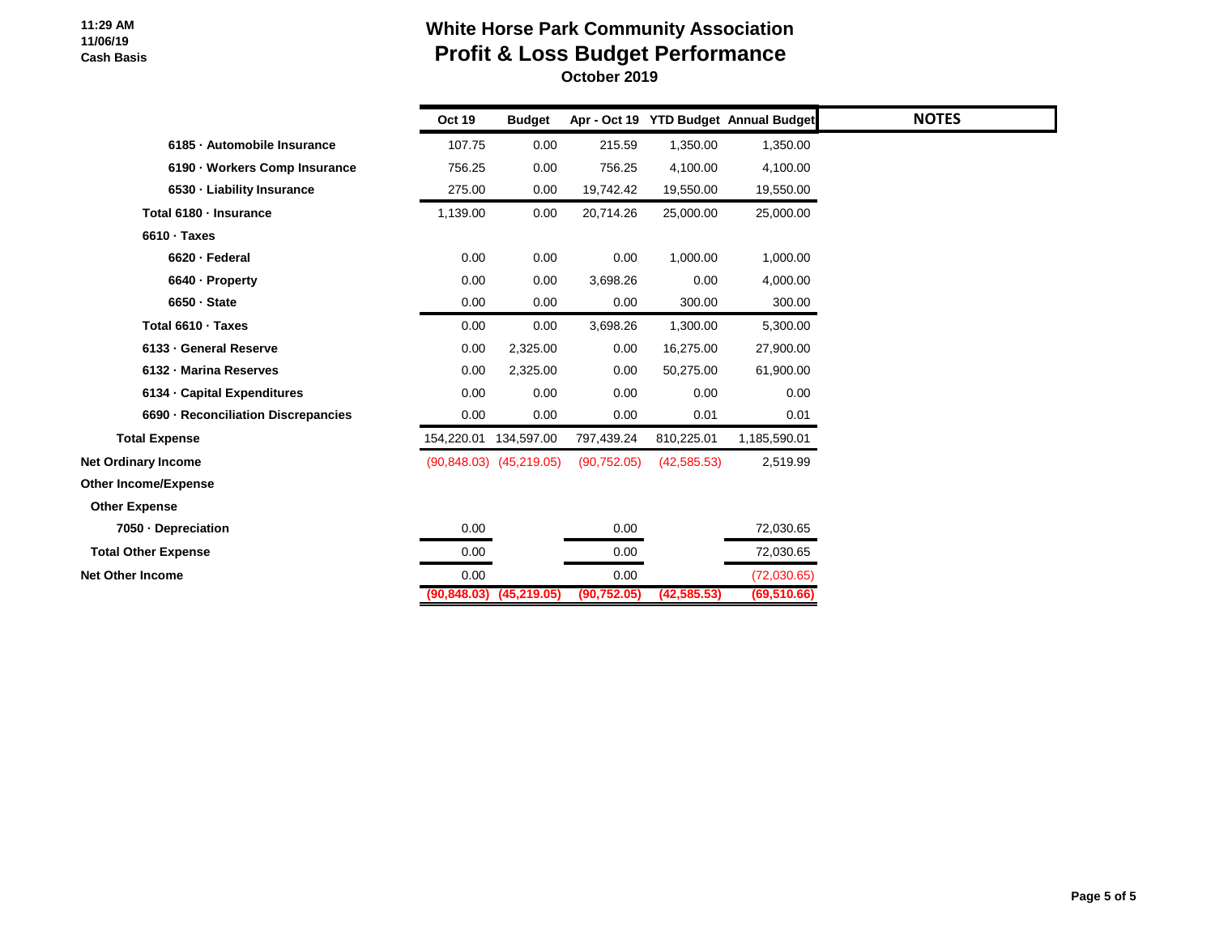11:29 AM
11/06/19
Cash Basis

# White Horse Park Community Association
## Profit & Loss Budget Performance
### October 2019

| | Oct 19 | Budget | Apr - Oct 19 | YTD Budget | Annual Budget | NOTES |
|---|---|---|---|---|---|---|
| 6185 · Automobile Insurance | 107.75 | 0.00 | 215.59 | 1,350.00 | 1,350.00 | |
| 6190 · Workers Comp Insurance | 756.25 | 0.00 | 756.25 | 4,100.00 | 4,100.00 | |
| 6530 · Liability Insurance | 275.00 | 0.00 | 19,742.42 | 19,550.00 | 19,550.00 | |
| Total 6180 · Insurance | 1,139.00 | 0.00 | 20,714.26 | 25,000.00 | 25,000.00 | |
| 6610 · Taxes | | | | | | |
| 6620 · Federal | 0.00 | 0.00 | 0.00 | 1,000.00 | 1,000.00 | |
| 6640 · Property | 0.00 | 0.00 | 3,698.26 | 0.00 | 4,000.00 | |
| 6650 · State | 0.00 | 0.00 | 0.00 | 300.00 | 300.00 | |
| Total 6610 · Taxes | 0.00 | 0.00 | 3,698.26 | 1,300.00 | 5,300.00 | |
| 6133 · General Reserve | 0.00 | 2,325.00 | 0.00 | 16,275.00 | 27,900.00 | |
| 6132 · Marina Reserves | 0.00 | 2,325.00 | 0.00 | 50,275.00 | 61,900.00 | |
| 6134 · Capital Expenditures | 0.00 | 0.00 | 0.00 | 0.00 | 0.00 | |
| 6690 · Reconciliation Discrepancies | 0.00 | 0.00 | 0.00 | 0.01 | 0.01 | |
| Total Expense | 154,220.01 | 134,597.00 | 797,439.24 | 810,225.01 | 1,185,590.01 | |
| Net Ordinary Income | (90,848.03) | (45,219.05) | (90,752.05) | (42,585.53) | 2,519.99 | |
| Other Income/Expense | | | | | | |
| Other Expense | | | | | | |
| 7050 · Depreciation | 0.00 | | 0.00 | | 72,030.65 | |
| Total Other Expense | 0.00 | | 0.00 | | 72,030.65 | |
| Net Other Income | 0.00 | | 0.00 | | (72,030.65) | |
| | **(90,848.03)** | **(45,219.05)** | **(90,752.05)** | **(42,585.53)** | **(69,510.66)** | |